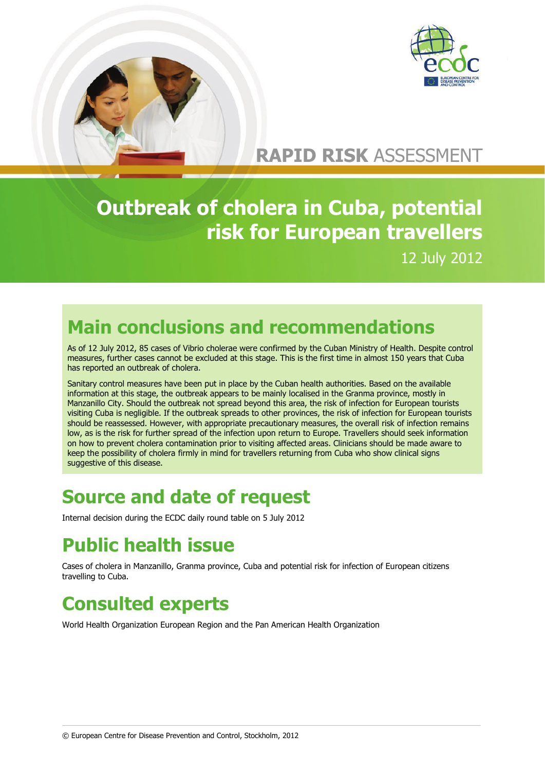RAPID RISK ASSESSMENT

# Outbreak of cholera in Cuba, potential risk for European travellers

12 July 2012

## Main conclusions and recommendations

As of 12 July 2012, 85 cases of Vibrio cholerae were confirmed by the Cuban Ministry of Health. Despite control measures, further cases cannot be excluded at this stage. This is the first time in almost 150 years that Cuba has reported an outbreak of cholera.

Sanitary control measures have been put in place by the Cuban health authorities. Based on the available information at this stage, the outbreak appears to be mainly localised in the Granma province, mostly in Manzanillo City. Should the outbreak not spread beyond this area, the risk of infection for European tourists visiting Cuba is negligible. If the outbreak spreads to other provinces, the risk of infection for European tourists should be reassessed. However, with appropriate precautionary measures, the overall risk of infection remains low, as is the risk for further spread of the infection upon return to Europe. Travellers should seek information on how to prevent cholera contamination prior to visiting affected areas. Clinicians should be made aware to keep the possibility of cholera firmly in mind for travellers returning from Cuba who show clinical signs suggestive of this disease.

## Source and date of request

Internal decision during the ECDC daily round table on 5 July 2012

## Public health issue

Cases of cholera in Manzanillo, Granma province, Cuba and potential risk for infection of European citizens travelling to Cuba.

## Consulted experts

World Health Organization European Region and the Pan American Health Organization

© European Centre for Disease Prevention and Control, Stockholm, 2012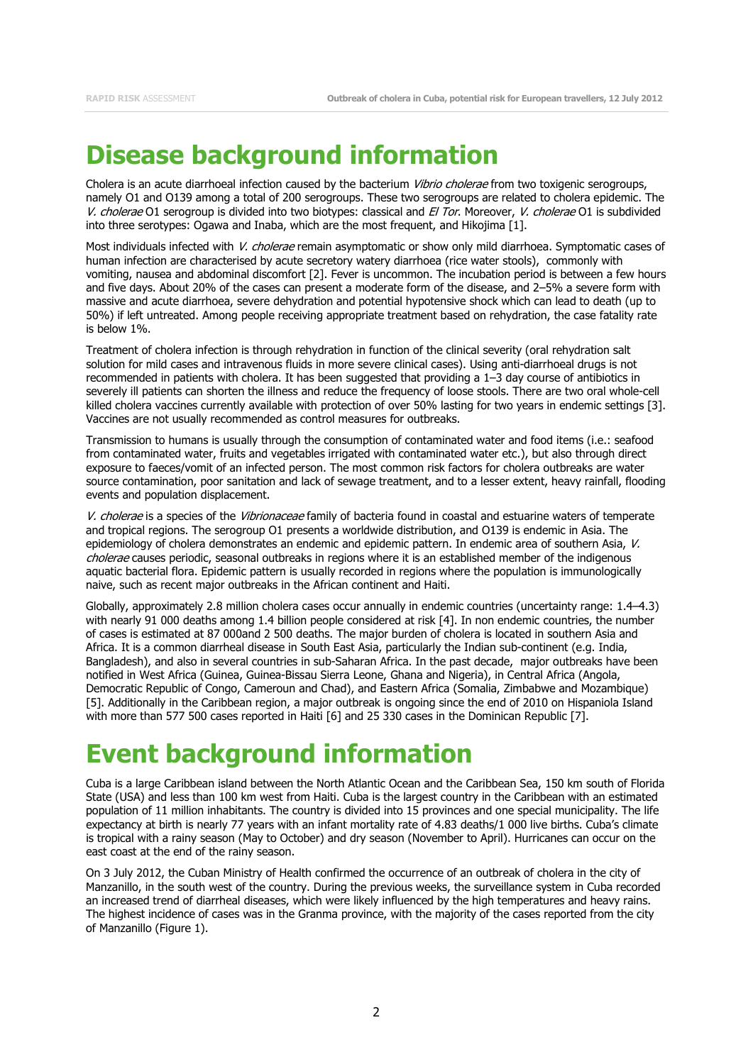# Disease background information

Cholera is an acute diarrhoeal infection caused by the bacterium *Vibrio cholerae* from two toxigenic serogroups, namely O1 and O139 among a total of 200 serogroups. These two serogroups are related to cholera epidemic. The *V. cholerae* O1 serogroup is divided into two biotypes: classical and *El Tor*. Moreover, *V. cholerae* O1 is subdivided into three serotypes: Ogawa and Inaba, which are the most frequent, and Hikojima [1].

Most individuals infected with *V. cholerae* remain asymptomatic or show only mild diarrhoea. Symptomatic cases of human infection are characterised by acute secretory watery diarrhoea (rice water stools), commonly with vomiting, nausea and abdominal discomfort [2]. Fever is uncommon. The incubation period is between a few hours and five days. About 20% of the cases can present a moderate form of the disease, and 2–5% a severe form with massive and acute diarrhoea, severe dehydration and potential hypotensive shock which can lead to death (up to 50%) if left untreated. Among people receiving appropriate treatment based on rehydration, the case fatality rate is below 1%.

Treatment of cholera infection is through rehydration in function of the clinical severity (oral rehydration salt solution for mild cases and intravenous fluids in more severe clinical cases). Using anti-diarrhoeal drugs is not recommended in patients with cholera. It has been suggested that providing a 1–3 day course of antibiotics in severely ill patients can shorten the illness and reduce the frequency of loose stools. There are two oral whole-cell killed cholera vaccines currently available with protection of over 50% lasting for two years in endemic settings [3]. Vaccines are not usually recommended as control measures for outbreaks.

Transmission to humans is usually through the consumption of contaminated water and food items (i.e.: seafood from contaminated water, fruits and vegetables irrigated with contaminated water etc.), but also through direct exposure to faeces/vomit of an infected person. The most common risk factors for cholera outbreaks are water source contamination, poor sanitation and lack of sewage treatment, and to a lesser extent, heavy rainfall, flooding events and population displacement.

*V. cholerae* is a species of the *Vibrionaceae* family of bacteria found in coastal and estuarine waters of temperate and tropical regions. The serogroup O1 presents a worldwide distribution, and O139 is endemic in Asia. The epidemiology of cholera demonstrates an endemic and epidemic pattern. In endemic area of southern Asia, *V. cholerae* causes periodic, seasonal outbreaks in regions where it is an established member of the indigenous aquatic bacterial flora. Epidemic pattern is usually recorded in regions where the population is immunologically naive, such as recent major outbreaks in the African continent and Haiti.

Globally, approximately 2.8 million cholera cases occur annually in endemic countries (uncertainty range: 1.4–4.3) with nearly 91 000 deaths among 1.4 billion people considered at risk [4]. In non endemic countries, the number of cases is estimated at 87 000and 2 500 deaths. The major burden of cholera is located in southern Asia and Africa. It is a common diarrheal disease in South East Asia, particularly the Indian sub-continent (e.g. India, Bangladesh), and also in several countries in sub-Saharan Africa. In the past decade, major outbreaks have been notified in West Africa (Guinea, Guinea-Bissau Sierra Leone, Ghana and Nigeria), in Central Africa (Angola, Democratic Republic of Congo, Cameroun and Chad), and Eastern Africa (Somalia, Zimbabwe and Mozambique) [5]. Additionally in the Caribbean region, a major outbreak is ongoing since the end of 2010 on Hispaniola Island with more than 577 500 cases reported in Haiti [6] and 25 330 cases in the Dominican Republic [7].

# Event background information

Cuba is a large Caribbean island between the North Atlantic Ocean and the Caribbean Sea, 150 km south of Florida State (USA) and less than 100 km west from Haiti. Cuba is the largest country in the Caribbean with an estimated population of 11 million inhabitants. The country is divided into 15 provinces and one special municipality. The life expectancy at birth is nearly 77 years with an infant mortality rate of 4.83 deaths/1 000 live births. Cuba's climate is tropical with a rainy season (May to October) and dry season (November to April). Hurricanes can occur on the east coast at the end of the rainy season.

On 3 July 2012, the Cuban Ministry of Health confirmed the occurrence of an outbreak of cholera in the city of Manzanillo, in the south west of the country. During the previous weeks, the surveillance system in Cuba recorded an increased trend of diarrheal diseases, which were likely influenced by the high temperatures and heavy rains. The highest incidence of cases was in the Granma province, with the majority of the cases reported from the city of Manzanillo (Figure 1).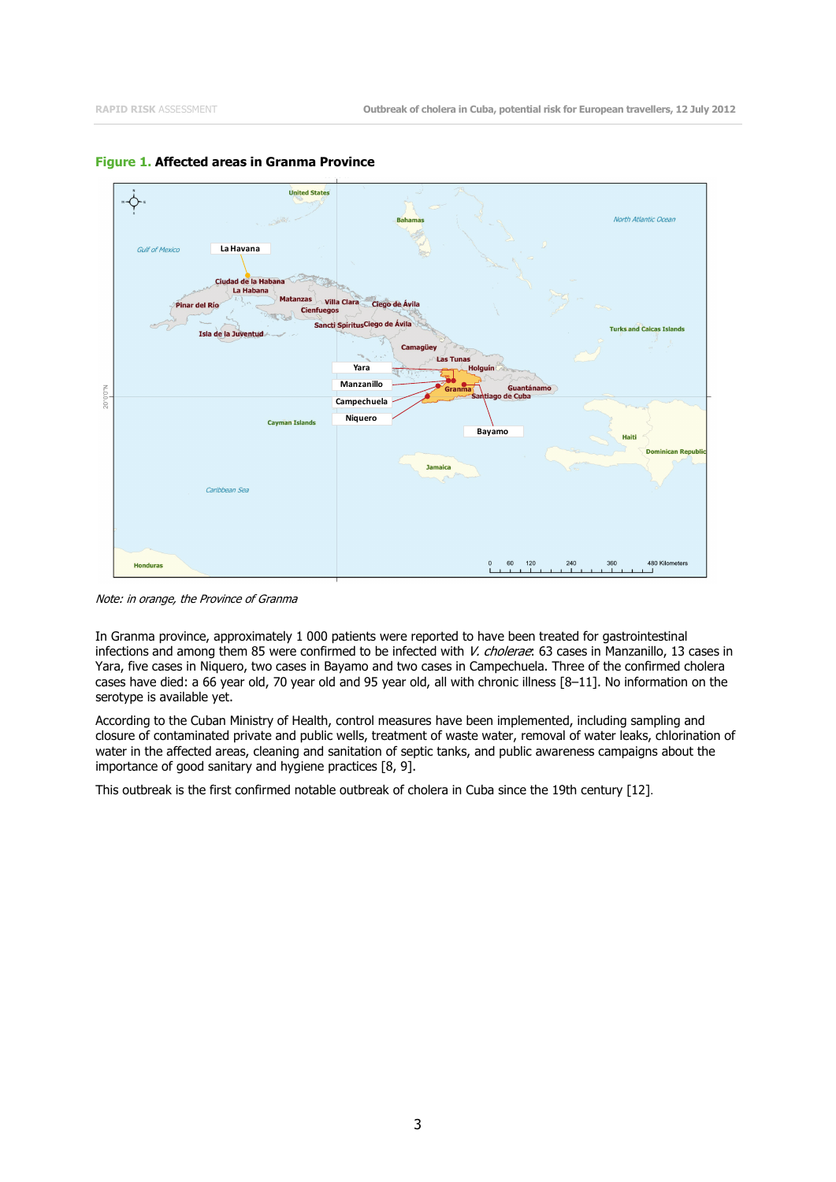**Figure 1. Affected areas in Granma Province**

*Note: in orange, the Province of Granma*

In Granma province, approximately 1 000 patients were reported to have been treated for gastrointestinal infections and among them 85 were confirmed to be infected with *V. cholerae*: 63 cases in Manzanillo, 13 cases in Yara, five cases in Niquero, two cases in Bayamo and two cases in Campechuela. Three of the confirmed cholera cases have died: a 66 year old, 70 year old and 95 year old, all with chronic illness [8–11]. No information on the serotype is available yet.

According to the Cuban Ministry of Health, control measures have been implemented, including sampling and closure of contaminated private and public wells, treatment of waste water, removal of water leaks, chlorination of water in the affected areas, cleaning and sanitation of septic tanks, and public awareness campaigns about the importance of good sanitary and hygiene practices [8, 9].

This outbreak is the first confirmed notable outbreak of cholera in Cuba since the 19th century [12].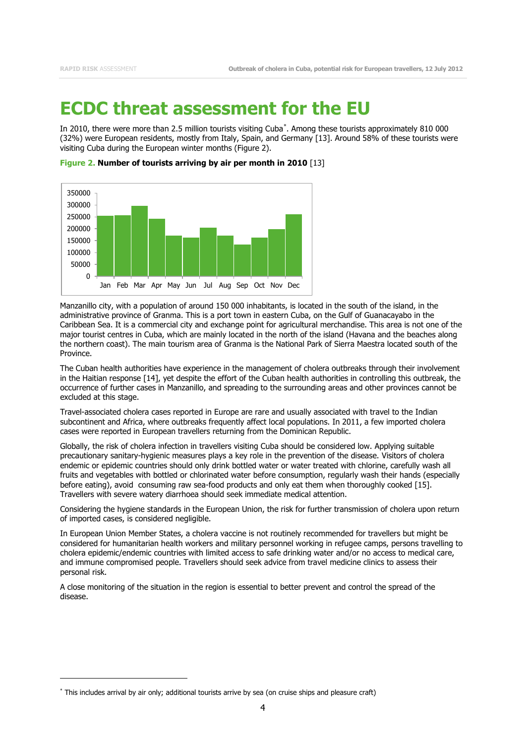# ECDC threat assessment for the EU

In 2010, there were more than 2.5 million tourists visiting Cuba*. Among these tourists approximately 810 000 (32%) were European residents, mostly from Italy, Spain, and Germany [13]. Around 58% of these tourists were visiting Cuba during the European winter months (Figure 2).

**Figure 2. Number of tourists arriving by air per month in 2010** [13]

Manzanillo city, with a population of around 150 000 inhabitants, is located in the south of the island, in the administrative province of Granma. This is a port town in eastern Cuba, on the Gulf of Guanacayabo in the Caribbean Sea. It is a commercial city and exchange point for agricultural merchandise. This area is not one of the major tourist centres in Cuba, which are mainly located in the north of the island (Havana and the beaches along the northern coast). The main tourism area of Granma is the National Park of Sierra Maestra located south of the Province.

The Cuban health authorities have experience in the management of cholera outbreaks through their involvement in the Haitian response [14], yet despite the effort of the Cuban health authorities in controlling this outbreak, the occurrence of further cases in Manzanillo, and spreading to the surrounding areas and other provinces cannot be excluded at this stage.

Travel-associated cholera cases reported in Europe are rare and usually associated with travel to the Indian subcontinent and Africa, where outbreaks frequently affect local populations. In 2011, a few imported cholera cases were reported in European travellers returning from the Dominican Republic.

Globally, the risk of cholera infection in travellers visiting Cuba should be considered low. Applying suitable precautionary sanitary-hygienic measures plays a key role in the prevention of the disease. Visitors of cholera endemic or epidemic countries should only drink bottled water or water treated with chlorine, carefully wash all fruits and vegetables with bottled or chlorinated water before consumption, regularly wash their hands (especially before eating), avoid consuming raw sea-food products and only eat them when thoroughly cooked [15]. Travellers with severe watery diarrhoea should seek immediate medical attention.

Considering the hygiene standards in the European Union, the risk for further transmission of cholera upon return of imported cases, is considered negligible.

In European Union Member States, a cholera vaccine is not routinely recommended for travellers but might be considered for humanitarian health workers and military personnel working in refugee camps, persons travelling to cholera epidemic/endemic countries with limited access to safe drinking water and/or no access to medical care, and immune compromised people. Travellers should seek advice from travel medicine clinics to assess their personal risk.

A close monitoring of the situation in the region is essential to better prevent and control the spread of the disease.

---

* This includes arrival by air only; additional tourists arrive by sea (on cruise ships and pleasure craft)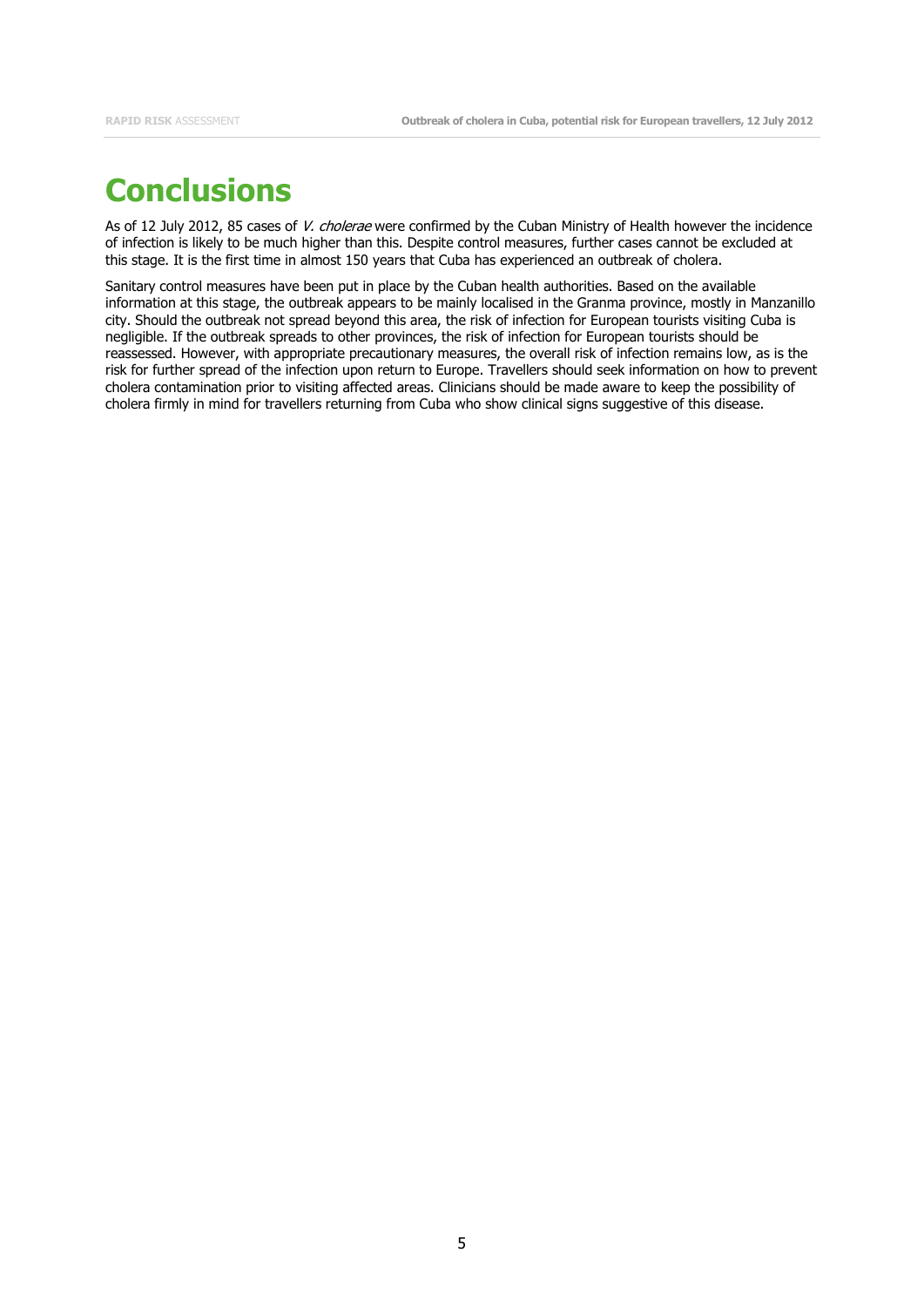# Conclusions

As of 12 July 2012, 85 cases of *V. cholerae* were confirmed by the Cuban Ministry of Health however the incidence of infection is likely to be much higher than this. Despite control measures, further cases cannot be excluded at this stage. It is the first time in almost 150 years that Cuba has experienced an outbreak of cholera.

Sanitary control measures have been put in place by the Cuban health authorities. Based on the available information at this stage, the outbreak appears to be mainly localised in the Granma province, mostly in Manzanillo city. Should the outbreak not spread beyond this area, the risk of infection for European tourists visiting Cuba is negligible. If the outbreak spreads to other provinces, the risk of infection for European tourists should be reassessed. However, with appropriate precautionary measures, the overall risk of infection remains low, as is the risk for further spread of the infection upon return to Europe. Travellers should seek information on how to prevent cholera contamination prior to visiting affected areas. Clinicians should be made aware to keep the possibility of cholera firmly in mind for travellers returning from Cuba who show clinical signs suggestive of this disease.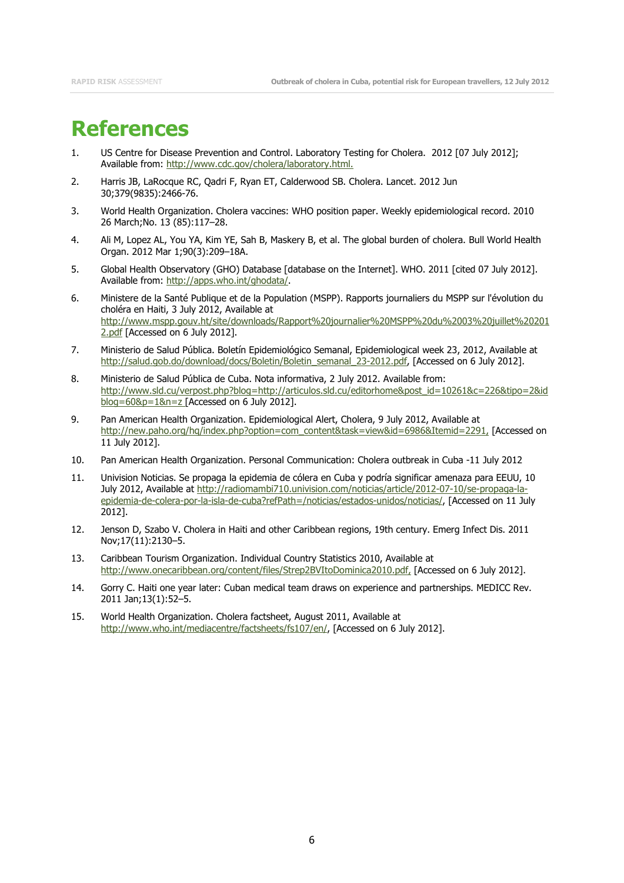# References

1. US Centre for Disease Prevention and Control. Laboratory Testing for Cholera. 2012 [07 July 2012]; Available from: http://www.cdc.gov/cholera/laboratory.html.
2. Harris JB, LaRocque RC, Qadri F, Ryan ET, Calderwood SB. Cholera. Lancet. 2012 Jun 30;379(9835):2466-76.
3. World Health Organization. Cholera vaccines: WHO position paper. Weekly epidemiological record. 2010 26 March;No. 13 (85):117–28.
4. Ali M, Lopez AL, You YA, Kim YE, Sah B, Maskery B, et al. The global burden of cholera. Bull World Health Organ. 2012 Mar 1;90(3):209–18A.
5. Global Health Observatory (GHO) Database [database on the Internet]. WHO. 2011 [cited 07 July 2012]. Available from: http://apps.who.int/ghodata/.
6. Ministere de la Santé Publique et de la Population (MSPP). Rapports journaliers du MSPP sur l'évolution du choléra en Haiti, 3 July 2012, Available at http://www.mspp.gouv.ht/site/downloads/Rapport%20journalier%20MSPP%20du%2003%20juillet%202012.pdf [Accessed on 6 July 2012].
7. Ministerio de Salud Pública. Boletín Epidemiológico Semanal, Epidemiological week 23, 2012, Available at http://salud.gob.do/download/docs/Boletin/Boletin_semanal_23-2012.pdf, [Accessed on 6 July 2012].
8. Ministerio de Salud Pública de Cuba. Nota informativa, 2 July 2012. Available from: http://www.sld.cu/verpost.php?blog=http://articulos.sld.cu/editorhome&post_id=10261&c=226&tipo=2&idblog=60&p=1&n=z [Accessed on 6 July 2012].
9. Pan American Health Organization. Epidemiological Alert, Cholera, 9 July 2012, Available at http://new.paho.org/hq/index.php?option=com_content&task=view&id=6986&Itemid=2291, [Accessed on 11 July 2012].
10. Pan American Health Organization. Personal Communication: Cholera outbreak in Cuba -11 July 2012
11. Univision Noticias. Se propaga la epidemia de cólera en Cuba y podría significar amenaza para EEUU, 10 July 2012, Available at http://radiomambi710.univision.com/noticias/article/2012-07-10/se-propaga-la-epidemia-de-colera-por-la-isla-de-cuba?refPath=/noticias/estados-unidos/noticias/, [Accessed on 11 July 2012].
12. Jenson D, Szabo V. Cholera in Haiti and other Caribbean regions, 19th century. Emerg Infect Dis. 2011 Nov;17(11):2130–5.
13. Caribbean Tourism Organization. Individual Country Statistics 2010, Available at http://www.onecaribbean.org/content/files/Strep2BVItoDominica2010.pdf, [Accessed on 6 July 2012].
14. Gorry C. Haiti one year later: Cuban medical team draws on experience and partnerships. MEDICC Rev. 2011 Jan;13(1):52–5.
15. World Health Organization. Cholera factsheet, August 2011, Available at http://www.who.int/mediacentre/factsheets/fs107/en/, [Accessed on 6 July 2012].